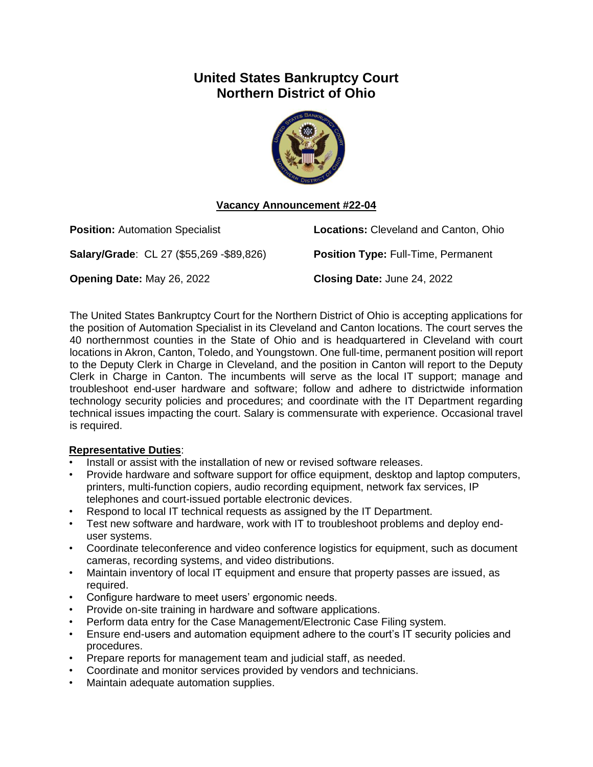# United States Bankruptcy Court
# Northern District of Ohio

## Vacancy Announcement #22-04

**Position:** Automation Specialist

**Locations:** Cleveland and Canton, Ohio

**Salary/Grade**: CL 27 ($55,269 -$89,826)

**Position Type:** Full-Time, Permanent

**Opening Date:** May 26, 2022

**Closing Date:** June 24, 2022

The United States Bankruptcy Court for the Northern District of Ohio is accepting applications for the position of Automation Specialist in its Cleveland and Canton locations. The court serves the 40 northernmost counties in the State of Ohio and is headquartered in Cleveland with court locations in Akron, Canton, Toledo, and Youngstown. One full-time, permanent position will report to the Deputy Clerk in Charge in Cleveland, and the position in Canton will report to the Deputy Clerk in Charge in Canton. The incumbents will serve as the local IT support; manage and troubleshoot end-user hardware and software; follow and adhere to districtwide information technology security policies and procedures; and coordinate with the IT Department regarding technical issues impacting the court. Salary is commensurate with experience. Occasional travel is required.

**Representative Duties**:

- Install or assist with the installation of new or revised software releases.
- Provide hardware and software support for office equipment, desktop and laptop computers, printers, multi-function copiers, audio recording equipment, network fax services, IP telephones and court-issued portable electronic devices.
- Respond to local IT technical requests as assigned by the IT Department.
- Test new software and hardware, work with IT to troubleshoot problems and deploy end-user systems.
- Coordinate teleconference and video conference logistics for equipment, such as document cameras, recording systems, and video distributions.
- Maintain inventory of local IT equipment and ensure that property passes are issued, as required.
- Configure hardware to meet users' ergonomic needs.
- Provide on-site training in hardware and software applications.
- Perform data entry for the Case Management/Electronic Case Filing system.
- Ensure end-users and automation equipment adhere to the court's IT security policies and procedures.
- Prepare reports for management team and judicial staff, as needed.
- Coordinate and monitor services provided by vendors and technicians.
- Maintain adequate automation supplies.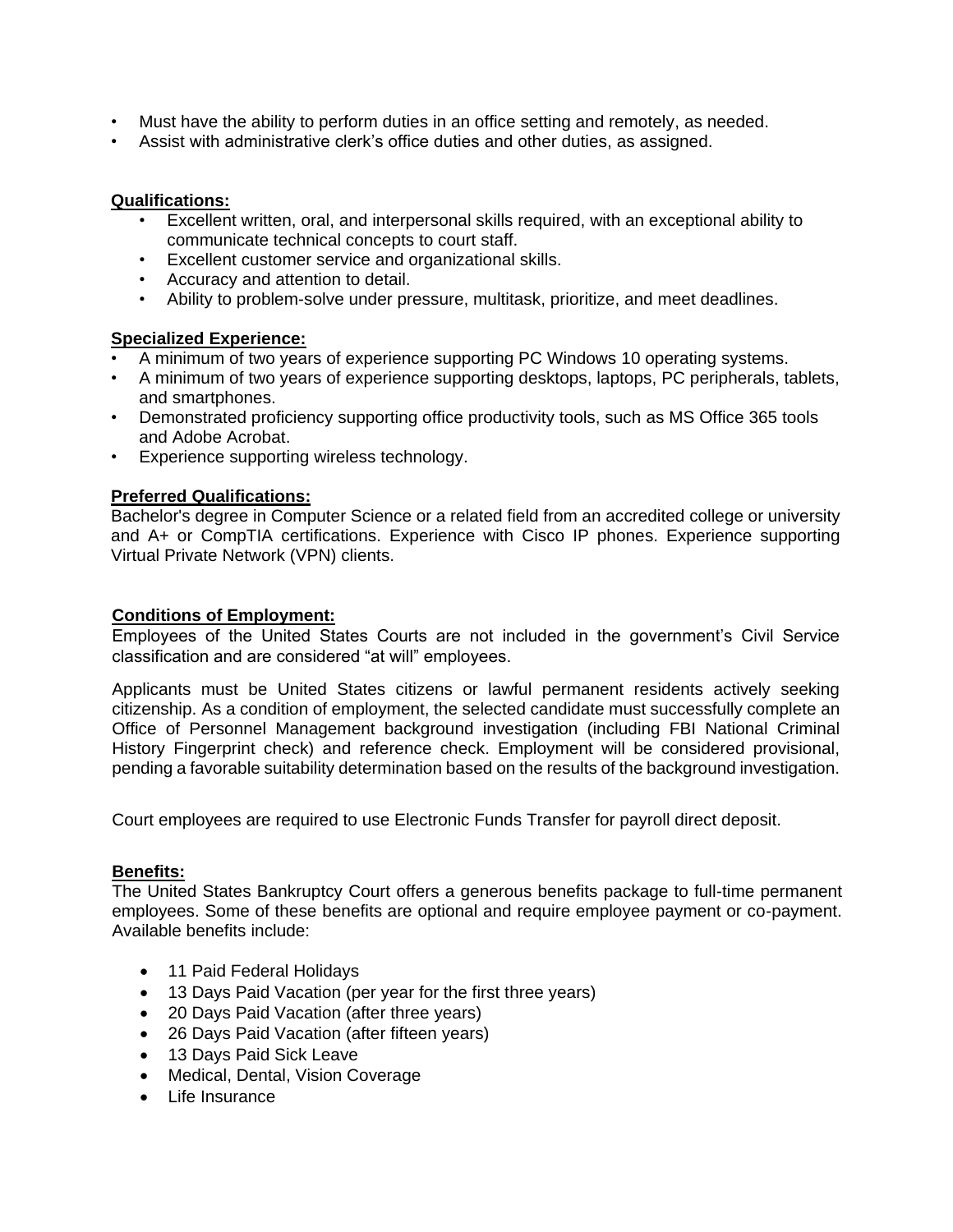- Must have the ability to perform duties in an office setting and remotely, as needed.
- Assist with administrative clerk's office duties and other duties, as assigned.

**Qualifications:**

- Excellent written, oral, and interpersonal skills required, with an exceptional ability to communicate technical concepts to court staff.
- Excellent customer service and organizational skills.
- Accuracy and attention to detail.
- Ability to problem-solve under pressure, multitask, prioritize, and meet deadlines.

**Specialized Experience:**

- A minimum of two years of experience supporting PC Windows 10 operating systems.
- A minimum of two years of experience supporting desktops, laptops, PC peripherals, tablets, and smartphones.
- Demonstrated proficiency supporting office productivity tools, such as MS Office 365 tools and Adobe Acrobat.
- Experience supporting wireless technology.

**Preferred Qualifications:**

Bachelor's degree in Computer Science or a related field from an accredited college or university and A+ or CompTIA certifications. Experience with Cisco IP phones. Experience supporting Virtual Private Network (VPN) clients.

**Conditions of Employment:**

Employees of the United States Courts are not included in the government's Civil Service classification and are considered "at will" employees.

Applicants must be United States citizens or lawful permanent residents actively seeking citizenship. As a condition of employment, the selected candidate must successfully complete an Office of Personnel Management background investigation (including FBI National Criminal History Fingerprint check) and reference check. Employment will be considered provisional, pending a favorable suitability determination based on the results of the background investigation.

Court employees are required to use Electronic Funds Transfer for payroll direct deposit.

**Benefits:**

The United States Bankruptcy Court offers a generous benefits package to full-time permanent employees. Some of these benefits are optional and require employee payment or co-payment. Available benefits include:

- 11 Paid Federal Holidays
- 13 Days Paid Vacation (per year for the first three years)
- 20 Days Paid Vacation (after three years)
- 26 Days Paid Vacation (after fifteen years)
- 13 Days Paid Sick Leave
- Medical, Dental, Vision Coverage
- Life Insurance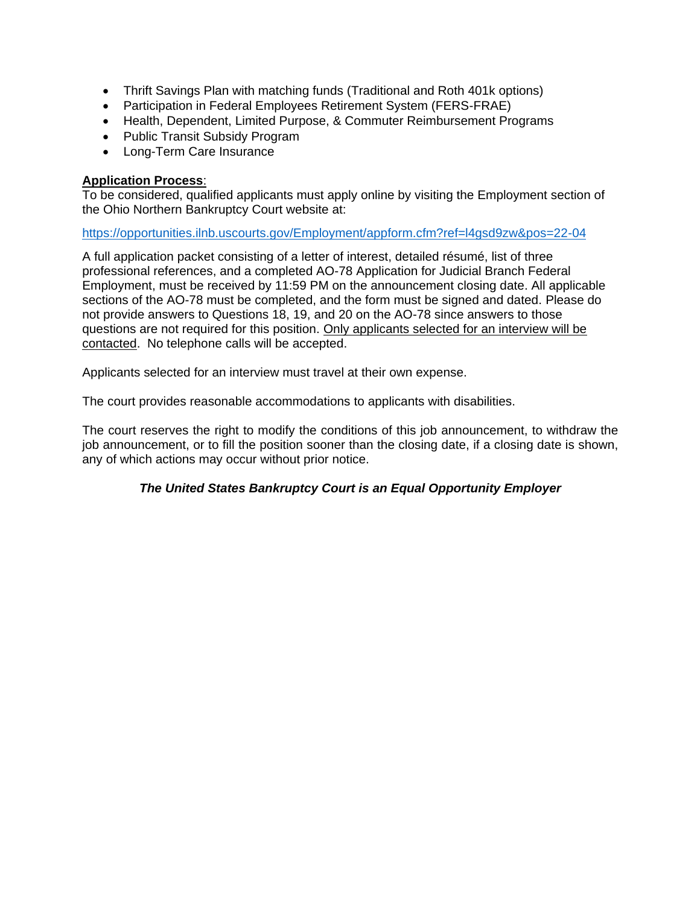- Thrift Savings Plan with matching funds (Traditional and Roth 401k options)
- Participation in Federal Employees Retirement System (FERS-FRAE)
- Health, Dependent, Limited Purpose, & Commuter Reimbursement Programs
- Public Transit Subsidy Program
- Long-Term Care Insurance

**Application Process**:
To be considered, qualified applicants must apply online by visiting the Employment section of the Ohio Northern Bankruptcy Court website at:

https://opportunities.ilnb.uscourts.gov/Employment/appform.cfm?ref=l4gsd9zw&pos=22-04

A full application packet consisting of a letter of interest, detailed résumé, list of three professional references, and a completed AO-78 Application for Judicial Branch Federal Employment, must be received by 11:59 PM on the announcement closing date. All applicable sections of the AO-78 must be completed, and the form must be signed and dated. Please do not provide answers to Questions 18, 19, and 20 on the AO-78 since answers to those questions are not required for this position. Only applicants selected for an interview will be contacted. No telephone calls will be accepted.

Applicants selected for an interview must travel at their own expense.

The court provides reasonable accommodations to applicants with disabilities.

The court reserves the right to modify the conditions of this job announcement, to withdraw the job announcement, or to fill the position sooner than the closing date, if a closing date is shown, any of which actions may occur without prior notice.

***The United States Bankruptcy Court is an Equal Opportunity Employer***